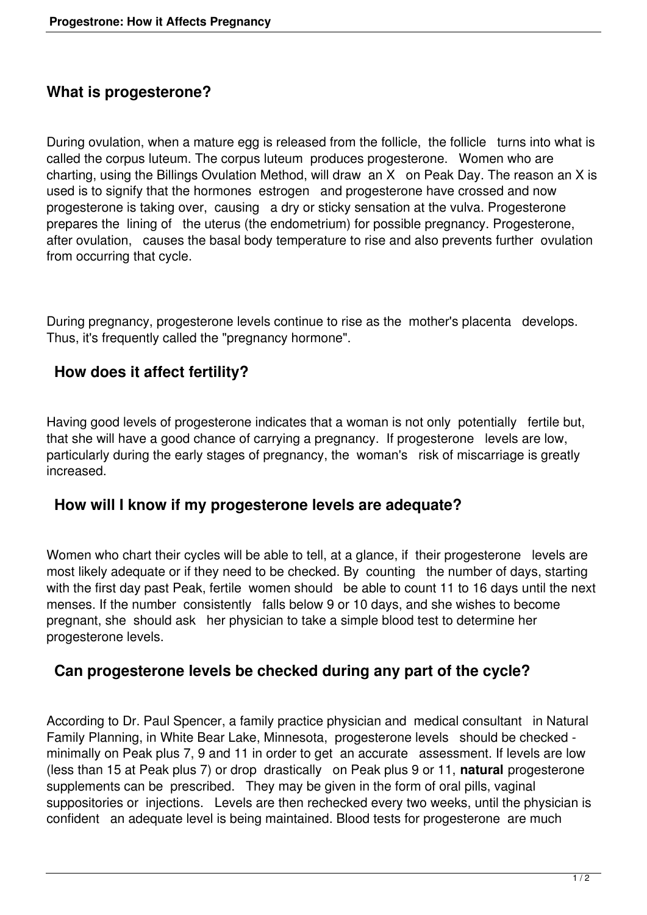## What is progesterone?

During ovulation, when a mature egg is released from the follicle, the follicle turns into what is called the corpus luteum. The corpus luteum produces progesterone. Women who are charting, using the Billings Ovulation Method, will draw an X on Peak Day. The reason an X is used is to signify that the hormones estrogen and progesterone have crossed and now progesterone is taking over, causing a dry or sticky sensation at the vulva. Progesterone prepares the lining of the uterus (the endometrium) for possible pregnancy. Progesterone, after ovulation, causes the basal body temperature to rise and also prevents further ovulation from occurring that cycle.

During pregnancy, progesterone levels continue to rise as the mother's placenta develops. Thus, it's frequently called the "pregnancy hormone".

## How does it affect fertility?

Having good levels of progesterone indicates that a woman is not only potentially fertile but, that she will have a good chance of carrying a pregnancy. If progesterone levels are low, particularly during the early stages of pregnancy, the woman's risk of miscarriage is greatly increased.

## How will I know if my progesterone levels are adequate?

Women who chart their cycles will be able to tell, at a glance, if their progesterone levels are most likely adequate or if they need to be checked. By counting the number of days, starting with the first day past Peak, fertile women should be able to count 11 to 16 days until the next menses. If the number consistently falls below 9 or 10 days, and she wishes to become pregnant, she should ask her physician to take a simple blood test to determine her progesterone levels.

## Can progesterone levels be checked during any part of the cycle?

According to Dr. Paul Spencer, a family practice physician and medical consultant in Natural Family Planning, in White Bear Lake, Minnesota, progesterone levels should be checked - minimally on Peak plus 7, 9 and 11 in order to get an accurate assessment. If levels are low (less than 15 at Peak plus 7) or drop drastically on Peak plus 9 or 11, **natural** progesterone supplements can be prescribed. They may be given in the form of oral pills, vaginal suppositories or injections. Levels are then rechecked every two weeks, until the physician is confident an adequate level is being maintained. Blood tests for progesterone are much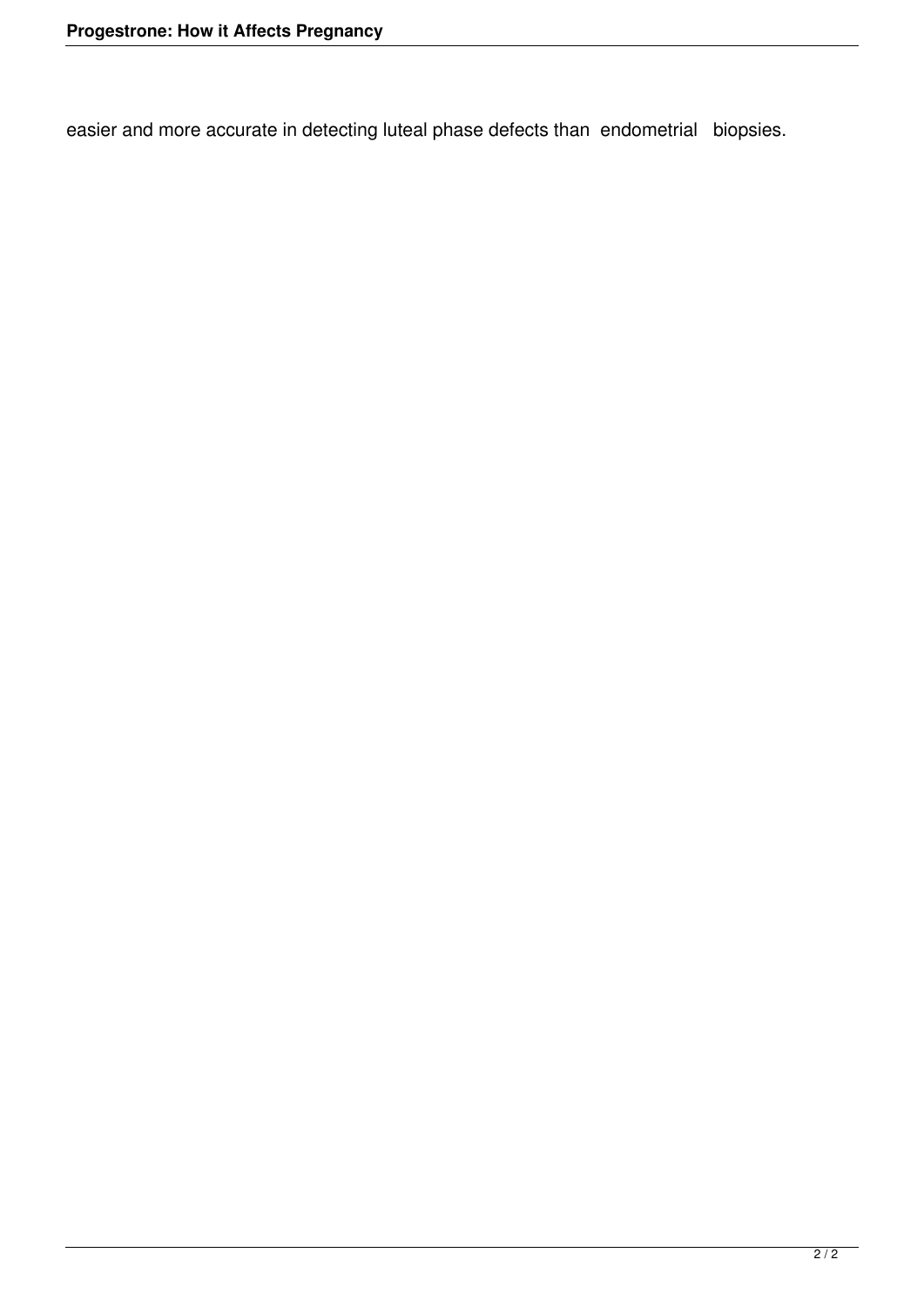easier and more accurate in detecting luteal phase defects than endometrial biopsies.